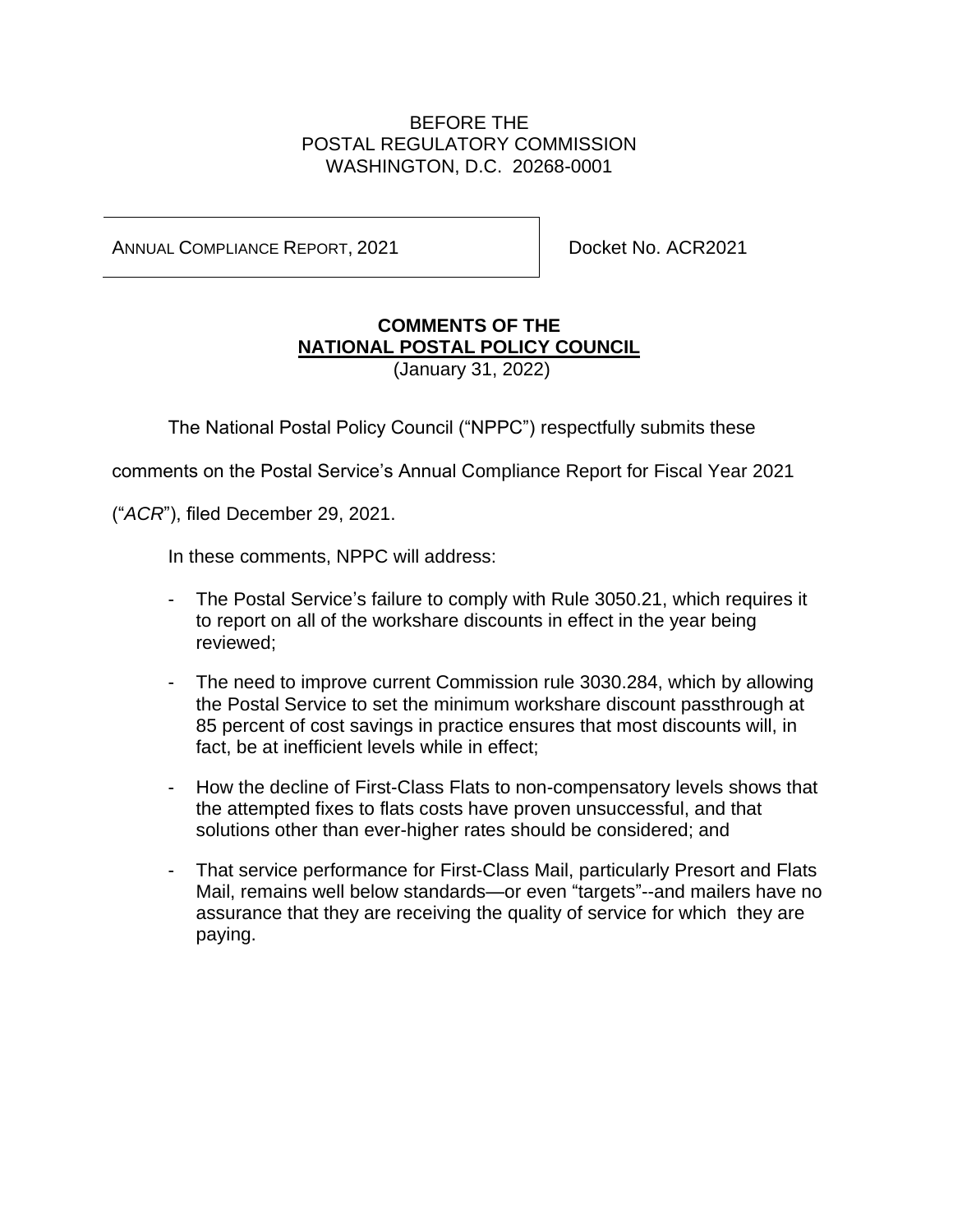BEFORE THE
POSTAL REGULATORY COMMISSION
WASHINGTON, D.C. 20268-0001

| ANNUAL COMPLIANCE REPORT, 2021 | Docket No. ACR2021 |
| --- | --- |

**COMMENTS OF THE**
**NATIONAL POSTAL POLICY COUNCIL**
(January 31, 2022)

The National Postal Policy Council ("NPPC") respectfully submits these comments on the Postal Service's Annual Compliance Report for Fiscal Year 2021 ("*ACR*"), filed December 29, 2021.

In these comments, NPPC will address:

- The Postal Service's failure to comply with Rule 3050.21, which requires it to report on all of the workshare discounts in effect in the year being reviewed;
- The need to improve current Commission rule 3030.284, which by allowing the Postal Service to set the minimum workshare discount passthrough at 85 percent of cost savings in practice ensures that most discounts will, in fact, be at inefficient levels while in effect;
- How the decline of First-Class Flats to non-compensatory levels shows that the attempted fixes to flats costs have proven unsuccessful, and that solutions other than ever-higher rates should be considered; and
- That service performance for First-Class Mail, particularly Presort and Flats Mail, remains well below standards—or even "targets"--and mailers have no assurance that they are receiving the quality of service for which they are paying.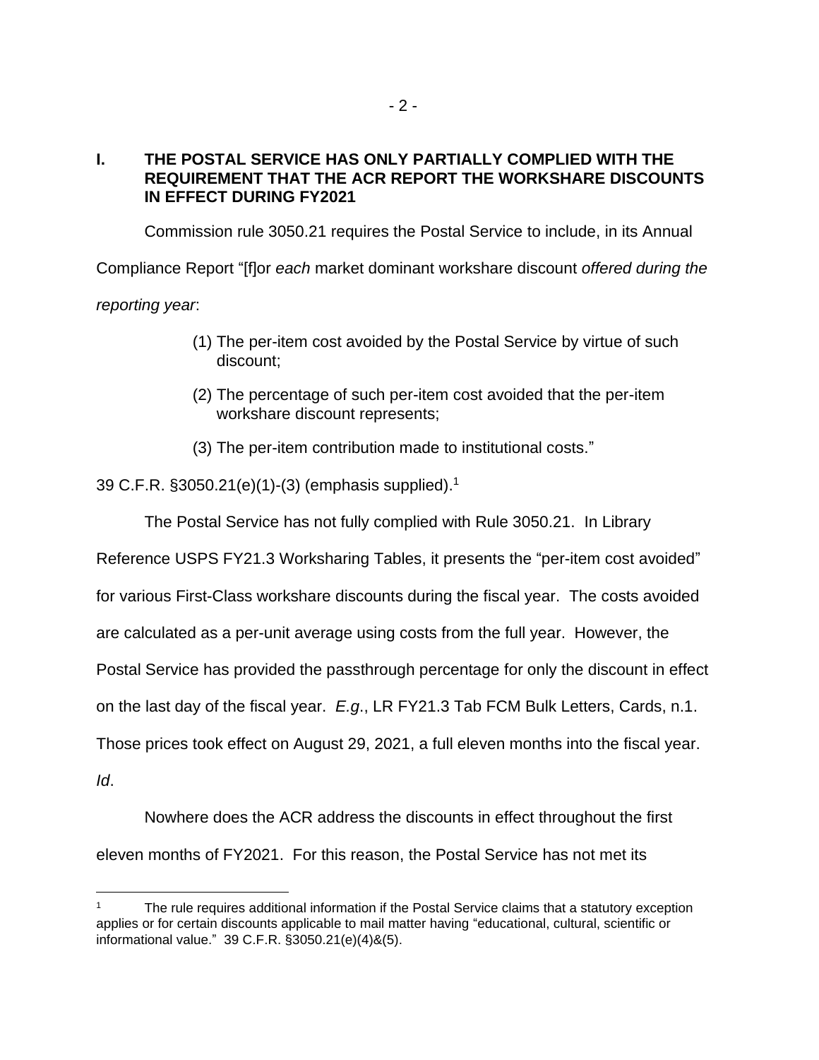## I. THE POSTAL SERVICE HAS ONLY PARTIALLY COMPLIED WITH THE REQUIREMENT THAT THE ACR REPORT THE WORKSHARE DISCOUNTS IN EFFECT DURING FY2021

Commission rule 3050.21 requires the Postal Service to include, in its Annual Compliance Report "[f]or *each* market dominant workshare discount *offered during the reporting year*:

> (1) The per-item cost avoided by the Postal Service by virtue of such discount;
>
> (2) The percentage of such per-item cost avoided that the per-item workshare discount represents;
>
> (3) The per-item contribution made to institutional costs."

39 C.F.R. §3050.21(e)(1)-(3) (emphasis supplied).[1]

The Postal Service has not fully complied with Rule 3050.21. In Library Reference USPS FY21.3 Worksharing Tables, it presents the "per-item cost avoided" for various First-Class workshare discounts during the fiscal year. The costs avoided are calculated as a per-unit average using costs from the full year. However, the Postal Service has provided the passthrough percentage for only the discount in effect on the last day of the fiscal year. *E.g.*, LR FY21.3 Tab FCM Bulk Letters, Cards, n.1. Those prices took effect on August 29, 2021, a full eleven months into the fiscal year. *Id*.

Nowhere does the ACR address the discounts in effect throughout the first eleven months of FY2021. For this reason, the Postal Service has not met its

---

[1] The rule requires additional information if the Postal Service claims that a statutory exception applies or for certain discounts applicable to mail matter having "educational, cultural, scientific or informational value." 39 C.F.R. §3050.21(e)(4)&(5).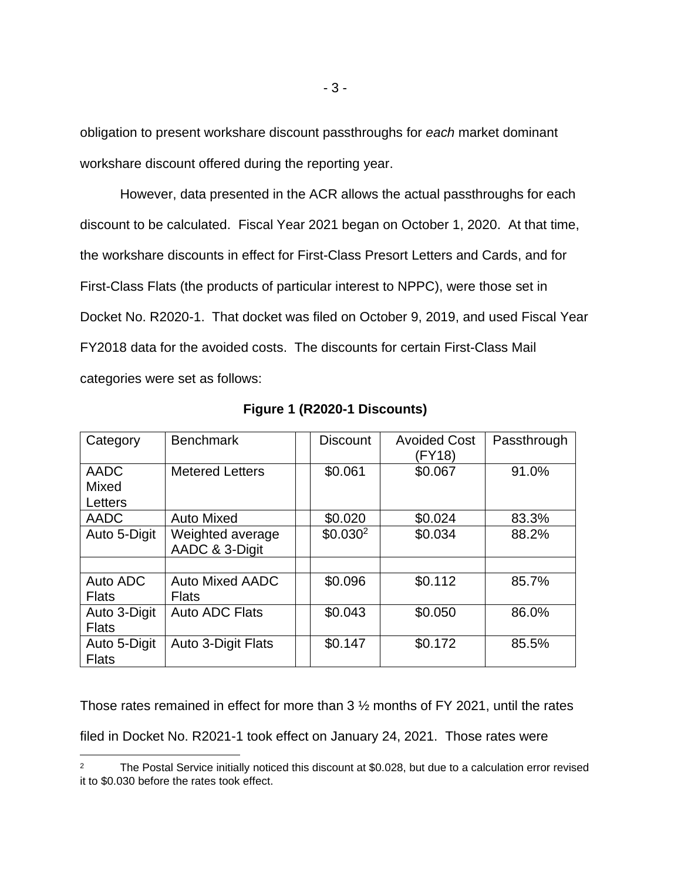obligation to present workshare discount passthroughs for *each* market dominant workshare discount offered during the reporting year.

However, data presented in the ACR allows the actual passthroughs for each discount to be calculated. Fiscal Year 2021 began on October 1, 2020. At that time, the workshare discounts in effect for First-Class Presort Letters and Cards, and for First-Class Flats (the products of particular interest to NPPC), were those set in Docket No. R2020-1. That docket was filed on October 9, 2019, and used Fiscal Year FY2018 data for the avoided costs. The discounts for certain First-Class Mail categories were set as follows:

**Figure 1 (R2020-1 Discounts)**

| Category | Benchmark | | Discount | Avoided Cost (FY18) | Passthrough |
|---|---|---|---|---|---|
| AADC Mixed Letters | Metered Letters | | \$0.061 | \$0.067 | 91.0% |
| AADC | Auto Mixed | | \$0.020 | \$0.024 | 83.3% |
| Auto 5-Digit | Weighted average AADC & 3-Digit | | \$0.030[2] | \$0.034 | 88.2% |
| | | | | | |
| Auto ADC Flats | Auto Mixed AADC Flats | | \$0.096 | \$0.112 | 85.7% |
| Auto 3-Digit Flats | Auto ADC Flats | | \$0.043 | \$0.050 | 86.0% |
| Auto 5-Digit Flats | Auto 3-Digit Flats | | \$0.147 | \$0.172 | 85.5% |

Those rates remained in effect for more than 3 ½ months of FY 2021, until the rates filed in Docket No. R2021-1 took effect on January 24, 2021. Those rates were

[2] The Postal Service initially noticed this discount at \$0.028, but due to a calculation error revised it to \$0.030 before the rates took effect.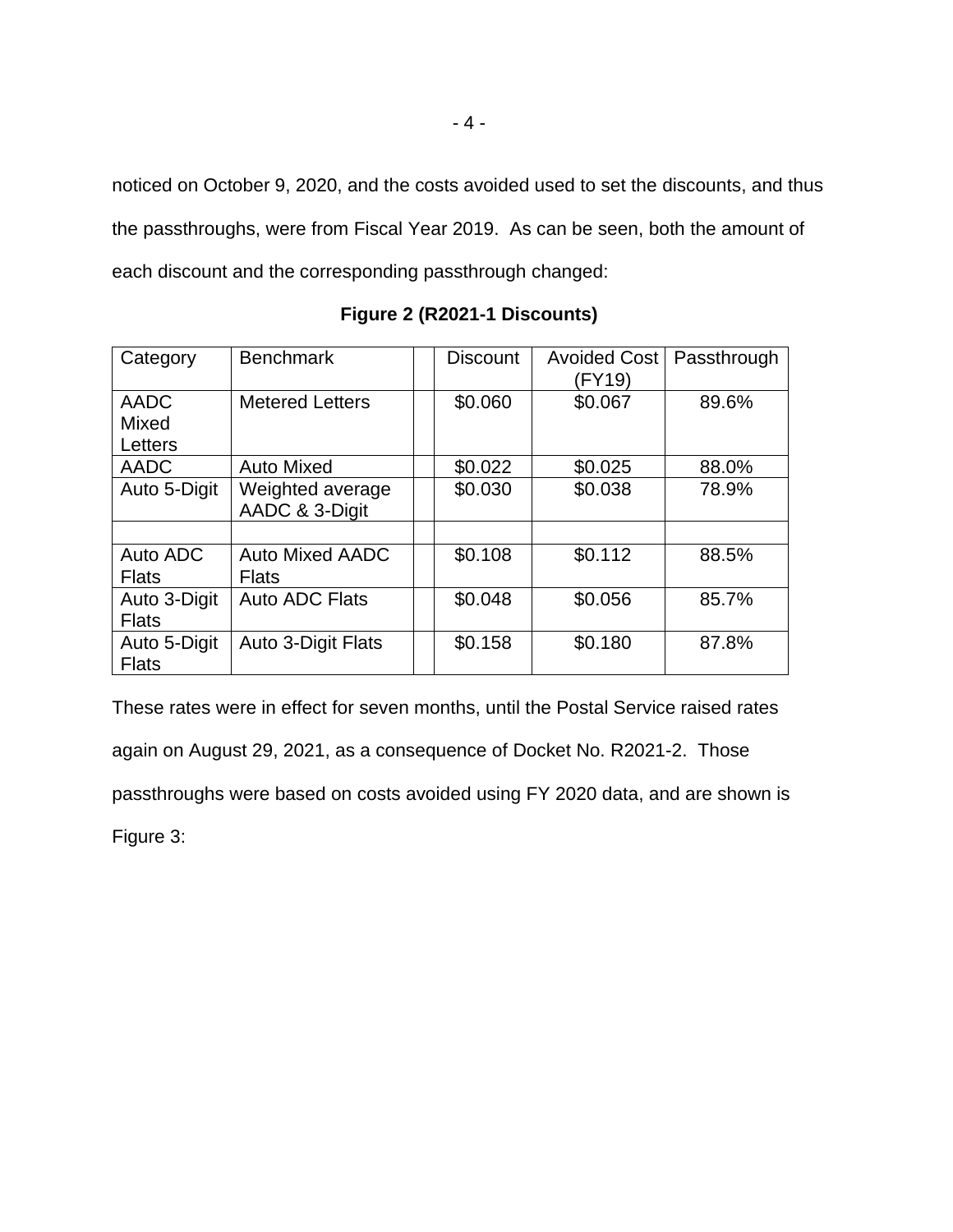noticed on October 9, 2020, and the costs avoided used to set the discounts, and thus the passthroughs, were from Fiscal Year 2019. As can be seen, both the amount of each discount and the corresponding passthrough changed:

**Figure 2 (R2021-1 Discounts)**

| Category | Benchmark | | Discount | Avoided Cost (FY19) | Passthrough |
|---|---|---|---|---|---|
| AADC Mixed Letters | Metered Letters | | $0.060 | $0.067 | 89.6% |
| AADC | Auto Mixed | | $0.022 | $0.025 | 88.0% |
| Auto 5-Digit | Weighted average AADC & 3-Digit | | $0.030 | $0.038 | 78.9% |
| | | | | | |
| Auto ADC Flats | Auto Mixed AADC Flats | | $0.108 | $0.112 | 88.5% |
| Auto 3-Digit Flats | Auto ADC Flats | | $0.048 | $0.056 | 85.7% |
| Auto 5-Digit Flats | Auto 3-Digit Flats | | $0.158 | $0.180 | 87.8% |

These rates were in effect for seven months, until the Postal Service raised rates again on August 29, 2021, as a consequence of Docket No. R2021-2. Those passthroughs were based on costs avoided using FY 2020 data, and are shown is Figure 3: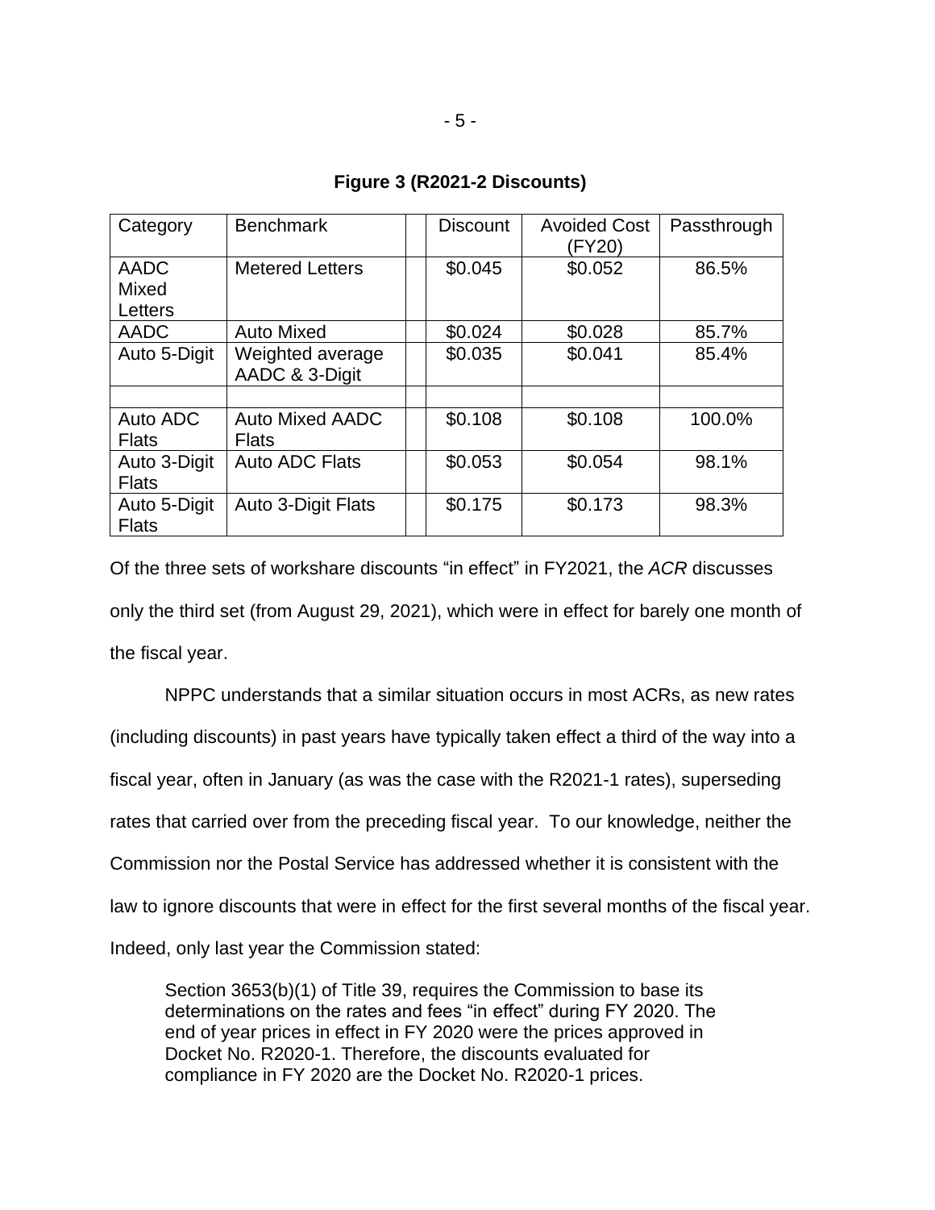**Figure 3 (R2021-2 Discounts)**

| Category | Benchmark | | Discount | Avoided Cost (FY20) | Passthrough |
|---|---|---|---|---|---|
| AADC Mixed Letters | Metered Letters | | $0.045 | $0.052 | 86.5% |
| AADC | Auto Mixed | | $0.024 | $0.028 | 85.7% |
| Auto 5-Digit | Weighted average AADC & 3-Digit | | $0.035 | $0.041 | 85.4% |
| | | | | | |
| Auto ADC Flats | Auto Mixed AADC Flats | | $0.108 | $0.108 | 100.0% |
| Auto 3-Digit Flats | Auto ADC Flats | | $0.053 | $0.054 | 98.1% |
| Auto 5-Digit Flats | Auto 3-Digit Flats | | $0.175 | $0.173 | 98.3% |

Of the three sets of workshare discounts "in effect" in FY2021, the *ACR* discusses only the third set (from August 29, 2021), which were in effect for barely one month of the fiscal year.

NPPC understands that a similar situation occurs in most ACRs, as new rates (including discounts) in past years have typically taken effect a third of the way into a fiscal year, often in January (as was the case with the R2021-1 rates), superseding rates that carried over from the preceding fiscal year. To our knowledge, neither the Commission nor the Postal Service has addressed whether it is consistent with the law to ignore discounts that were in effect for the first several months of the fiscal year. Indeed, only last year the Commission stated:

> Section 3653(b)(1) of Title 39, requires the Commission to base its determinations on the rates and fees "in effect" during FY 2020. The end of year prices in effect in FY 2020 were the prices approved in Docket No. R2020-1. Therefore, the discounts evaluated for compliance in FY 2020 are the Docket No. R2020-1 prices.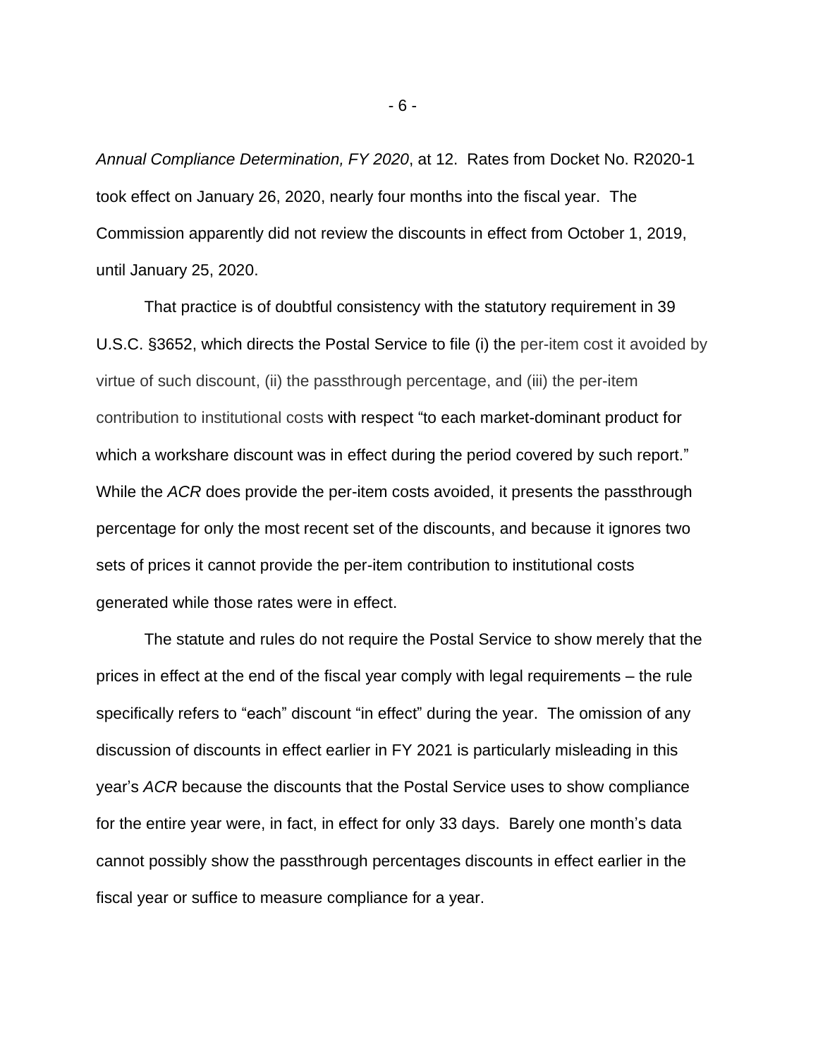*Annual Compliance Determination, FY 2020*, at 12. Rates from Docket No. R2020-1 took effect on January 26, 2020, nearly four months into the fiscal year. The Commission apparently did not review the discounts in effect from October 1, 2019, until January 25, 2020.

That practice is of doubtful consistency with the statutory requirement in 39 U.S.C. §3652, which directs the Postal Service to file (i) the per-item cost it avoided by virtue of such discount, (ii) the passthrough percentage, and (iii) the per-item contribution to institutional costs with respect "to each market-dominant product for which a workshare discount was in effect during the period covered by such report." While the *ACR* does provide the per-item costs avoided, it presents the passthrough percentage for only the most recent set of the discounts, and because it ignores two sets of prices it cannot provide the per-item contribution to institutional costs generated while those rates were in effect.

The statute and rules do not require the Postal Service to show merely that the prices in effect at the end of the fiscal year comply with legal requirements – the rule specifically refers to "each" discount "in effect" during the year. The omission of any discussion of discounts in effect earlier in FY 2021 is particularly misleading in this year's *ACR* because the discounts that the Postal Service uses to show compliance for the entire year were, in fact, in effect for only 33 days. Barely one month's data cannot possibly show the passthrough percentages discounts in effect earlier in the fiscal year or suffice to measure compliance for a year.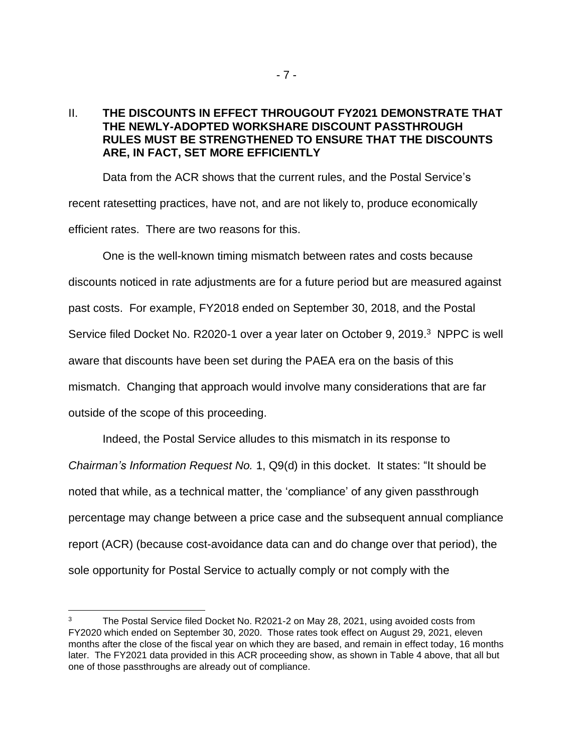## II. THE DISCOUNTS IN EFFECT THROUGOUT FY2021 DEMONSTRATE THAT THE NEWLY-ADOPTED WORKSHARE DISCOUNT PASSTHROUGH RULES MUST BE STRENGTHENED TO ENSURE THAT THE DISCOUNTS ARE, IN FACT, SET MORE EFFICIENTLY

Data from the ACR shows that the current rules, and the Postal Service's recent ratesetting practices, have not, and are not likely to, produce economically efficient rates. There are two reasons for this.

One is the well-known timing mismatch between rates and costs because discounts noticed in rate adjustments are for a future period but are measured against past costs. For example, FY2018 ended on September 30, 2018, and the Postal Service filed Docket No. R2020-1 over a year later on October 9, 2019.[3] NPPC is well aware that discounts have been set during the PAEA era on the basis of this mismatch. Changing that approach would involve many considerations that are far outside of the scope of this proceeding.

Indeed, the Postal Service alludes to this mismatch in its response to *Chairman's Information Request No.* 1, Q9(d) in this docket. It states: "It should be noted that while, as a technical matter, the 'compliance' of any given passthrough percentage may change between a price case and the subsequent annual compliance report (ACR) (because cost-avoidance data can and do change over that period), the sole opportunity for Postal Service to actually comply or not comply with the

---

[3] The Postal Service filed Docket No. R2021-2 on May 28, 2021, using avoided costs from FY2020 which ended on September 30, 2020. Those rates took effect on August 29, 2021, eleven months after the close of the fiscal year on which they are based, and remain in effect today, 16 months later. The FY2021 data provided in this ACR proceeding show, as shown in Table 4 above, that all but one of those passthroughs are already out of compliance.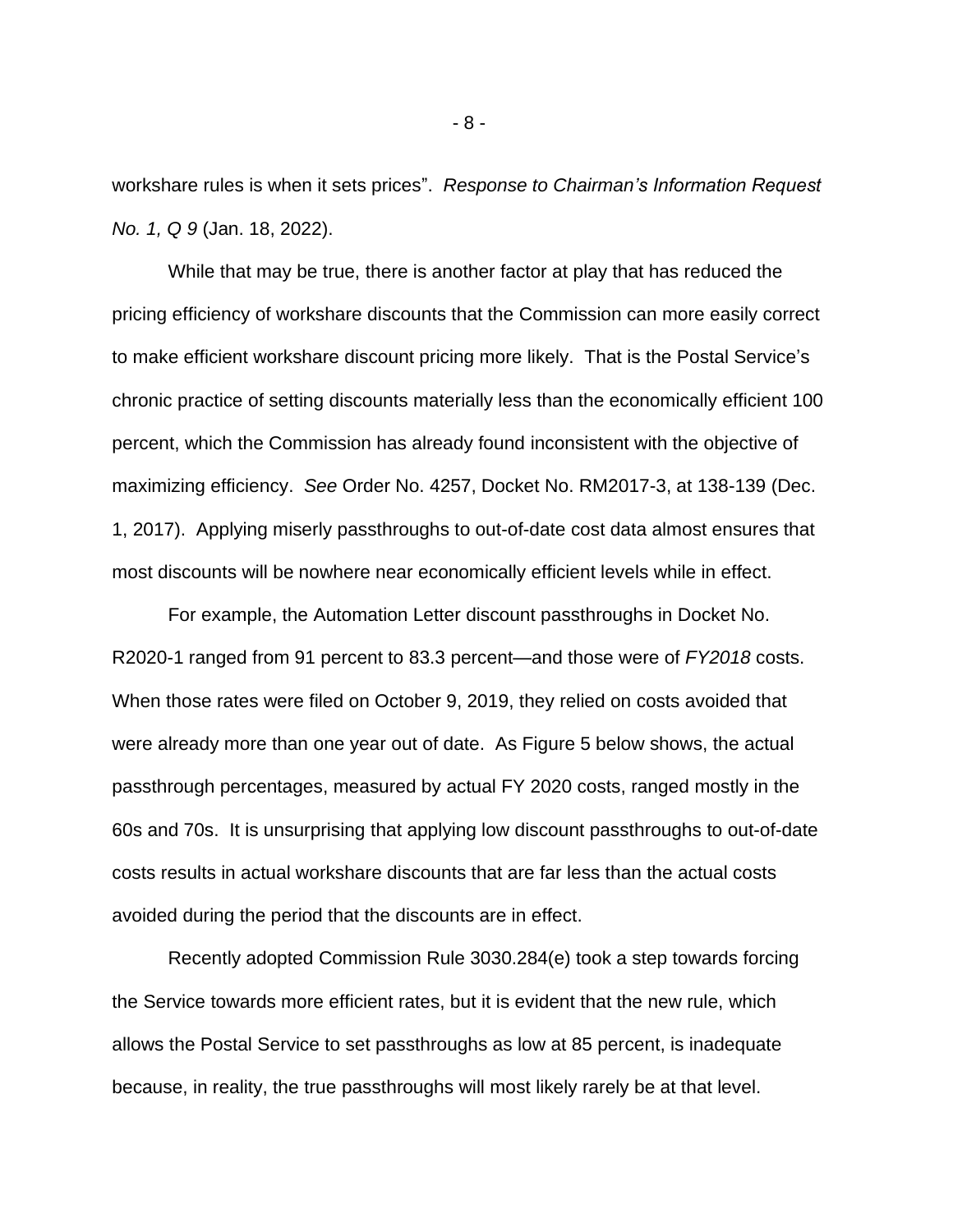workshare rules is when it sets prices". *Response to Chairman's Information Request No. 1, Q 9* (Jan. 18, 2022).

While that may be true, there is another factor at play that has reduced the pricing efficiency of workshare discounts that the Commission can more easily correct to make efficient workshare discount pricing more likely. That is the Postal Service's chronic practice of setting discounts materially less than the economically efficient 100 percent, which the Commission has already found inconsistent with the objective of maximizing efficiency. *See* Order No. 4257, Docket No. RM2017-3, at 138-139 (Dec. 1, 2017). Applying miserly passthroughs to out-of-date cost data almost ensures that most discounts will be nowhere near economically efficient levels while in effect.

For example, the Automation Letter discount passthroughs in Docket No. R2020-1 ranged from 91 percent to 83.3 percent—and those were of *FY2018* costs. When those rates were filed on October 9, 2019, they relied on costs avoided that were already more than one year out of date. As Figure 5 below shows, the actual passthrough percentages, measured by actual FY 2020 costs, ranged mostly in the 60s and 70s. It is unsurprising that applying low discount passthroughs to out-of-date costs results in actual workshare discounts that are far less than the actual costs avoided during the period that the discounts are in effect.

Recently adopted Commission Rule 3030.284(e) took a step towards forcing the Service towards more efficient rates, but it is evident that the new rule, which allows the Postal Service to set passthroughs as low at 85 percent, is inadequate because, in reality, the true passthroughs will most likely rarely be at that level.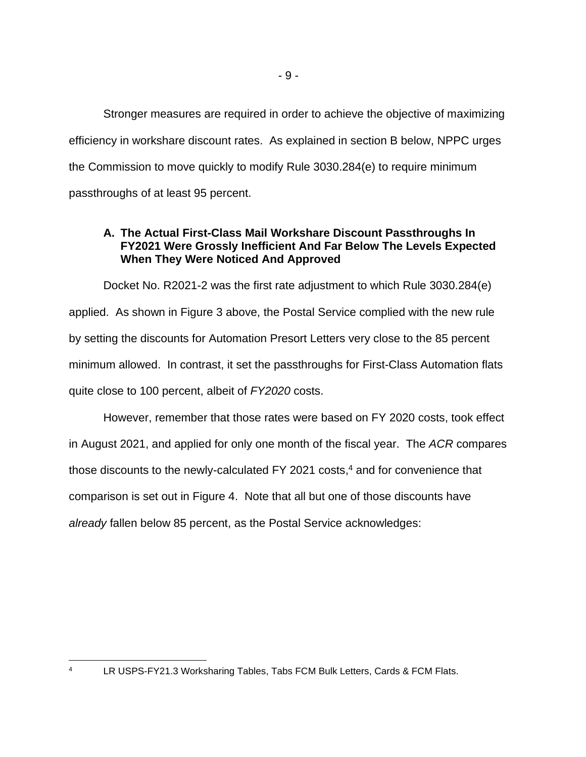Stronger measures are required in order to achieve the objective of maximizing efficiency in workshare discount rates. As explained in section B below, NPPC urges the Commission to move quickly to modify Rule 3030.284(e) to require minimum passthroughs of at least 95 percent.

### A. The Actual First-Class Mail Workshare Discount Passthroughs In FY2021 Were Grossly Inefficient And Far Below The Levels Expected When They Were Noticed And Approved

Docket No. R2021-2 was the first rate adjustment to which Rule 3030.284(e) applied. As shown in Figure 3 above, the Postal Service complied with the new rule by setting the discounts for Automation Presort Letters very close to the 85 percent minimum allowed. In contrast, it set the passthroughs for First-Class Automation flats quite close to 100 percent, albeit of *FY2020* costs.

However, remember that those rates were based on FY 2020 costs, took effect in August 2021, and applied for only one month of the fiscal year. The *ACR* compares those discounts to the newly-calculated FY 2021 costs,[4] and for convenience that comparison is set out in Figure 4. Note that all but one of those discounts have *already* fallen below 85 percent, as the Postal Service acknowledges:

---

[4] LR USPS-FY21.3 Worksharing Tables, Tabs FCM Bulk Letters, Cards & FCM Flats.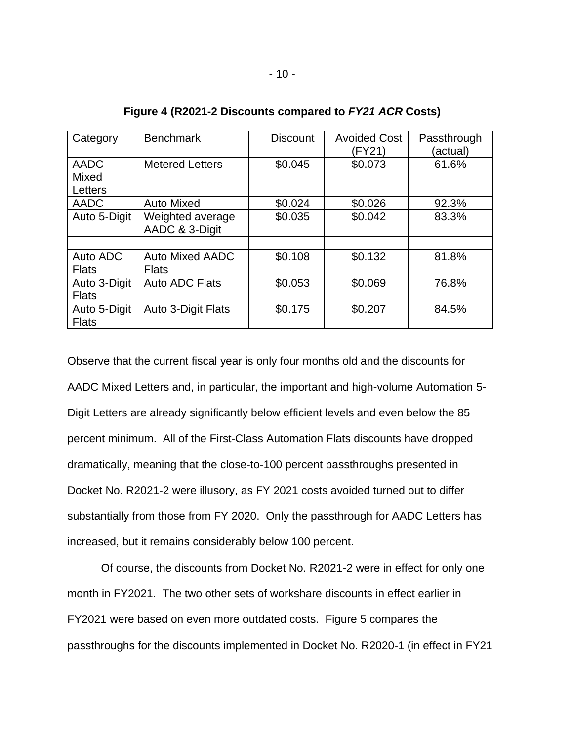**Figure 4 (R2021-2 Discounts compared to *FY21 ACR* Costs)**

| Category | Benchmark | | Discount | Avoided Cost (FY21) | Passthrough (actual) |
|---|---|---|---|---|---|
| AADC Mixed Letters | Metered Letters | | $0.045 | $0.073 | 61.6% |
| AADC | Auto Mixed | | $0.024 | $0.026 | 92.3% |
| Auto 5-Digit | Weighted average AADC & 3-Digit | | $0.035 | $0.042 | 83.3% |
| | | | | | |
| Auto ADC Flats | Auto Mixed AADC Flats | | $0.108 | $0.132 | 81.8% |
| Auto 3-Digit Flats | Auto ADC Flats | | $0.053 | $0.069 | 76.8% |
| Auto 5-Digit Flats | Auto 3-Digit Flats | | $0.175 | $0.207 | 84.5% |

Observe that the current fiscal year is only four months old and the discounts for AADC Mixed Letters and, in particular, the important and high-volume Automation 5-Digit Letters are already significantly below efficient levels and even below the 85 percent minimum. All of the First-Class Automation Flats discounts have dropped dramatically, meaning that the close-to-100 percent passthroughs presented in Docket No. R2021-2 were illusory, as FY 2021 costs avoided turned out to differ substantially from those from FY 2020. Only the passthrough for AADC Letters has increased, but it remains considerably below 100 percent.

Of course, the discounts from Docket No. R2021-2 were in effect for only one month in FY2021. The two other sets of workshare discounts in effect earlier in FY2021 were based on even more outdated costs. Figure 5 compares the passthroughs for the discounts implemented in Docket No. R2020-1 (in effect in FY21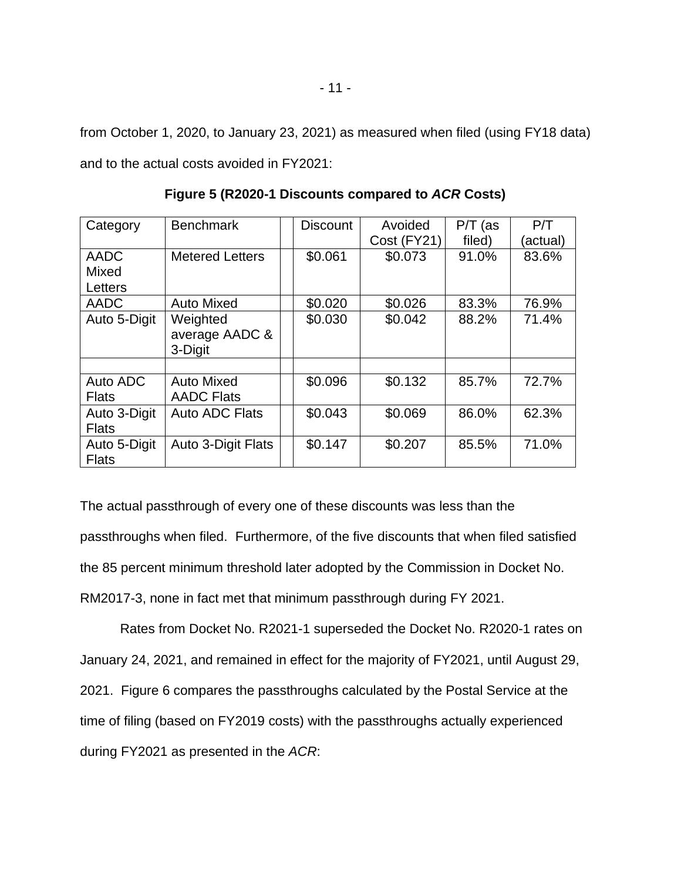from October 1, 2020, to January 23, 2021) as measured when filed (using FY18 data) and to the actual costs avoided in FY2021:

**Figure 5 (R2020-1 Discounts compared to *ACR* Costs)**

| Category | Benchmark | | Discount | Avoided Cost (FY21) | P/T (as filed) | P/T (actual) |
|---|---|---|---|---|---|---|
| AADC Mixed Letters | Metered Letters | | $0.061 | $0.073 | 91.0% | 83.6% |
| AADC | Auto Mixed | | $0.020 | $0.026 | 83.3% | 76.9% |
| Auto 5-Digit | Weighted average AADC & 3-Digit | | $0.030 | $0.042 | 88.2% | 71.4% |
| | | | | | | |
| Auto ADC Flats | Auto Mixed AADC Flats | | $0.096 | $0.132 | 85.7% | 72.7% |
| Auto 3-Digit Flats | Auto ADC Flats | | $0.043 | $0.069 | 86.0% | 62.3% |
| Auto 5-Digit Flats | Auto 3-Digit Flats | | $0.147 | $0.207 | 85.5% | 71.0% |

The actual passthrough of every one of these discounts was less than the passthroughs when filed. Furthermore, of the five discounts that when filed satisfied the 85 percent minimum threshold later adopted by the Commission in Docket No. RM2017-3, none in fact met that minimum passthrough during FY 2021.

Rates from Docket No. R2021-1 superseded the Docket No. R2020-1 rates on January 24, 2021, and remained in effect for the majority of FY2021, until August 29, 2021. Figure 6 compares the passthroughs calculated by the Postal Service at the time of filing (based on FY2019 costs) with the passthroughs actually experienced during FY2021 as presented in the *ACR*: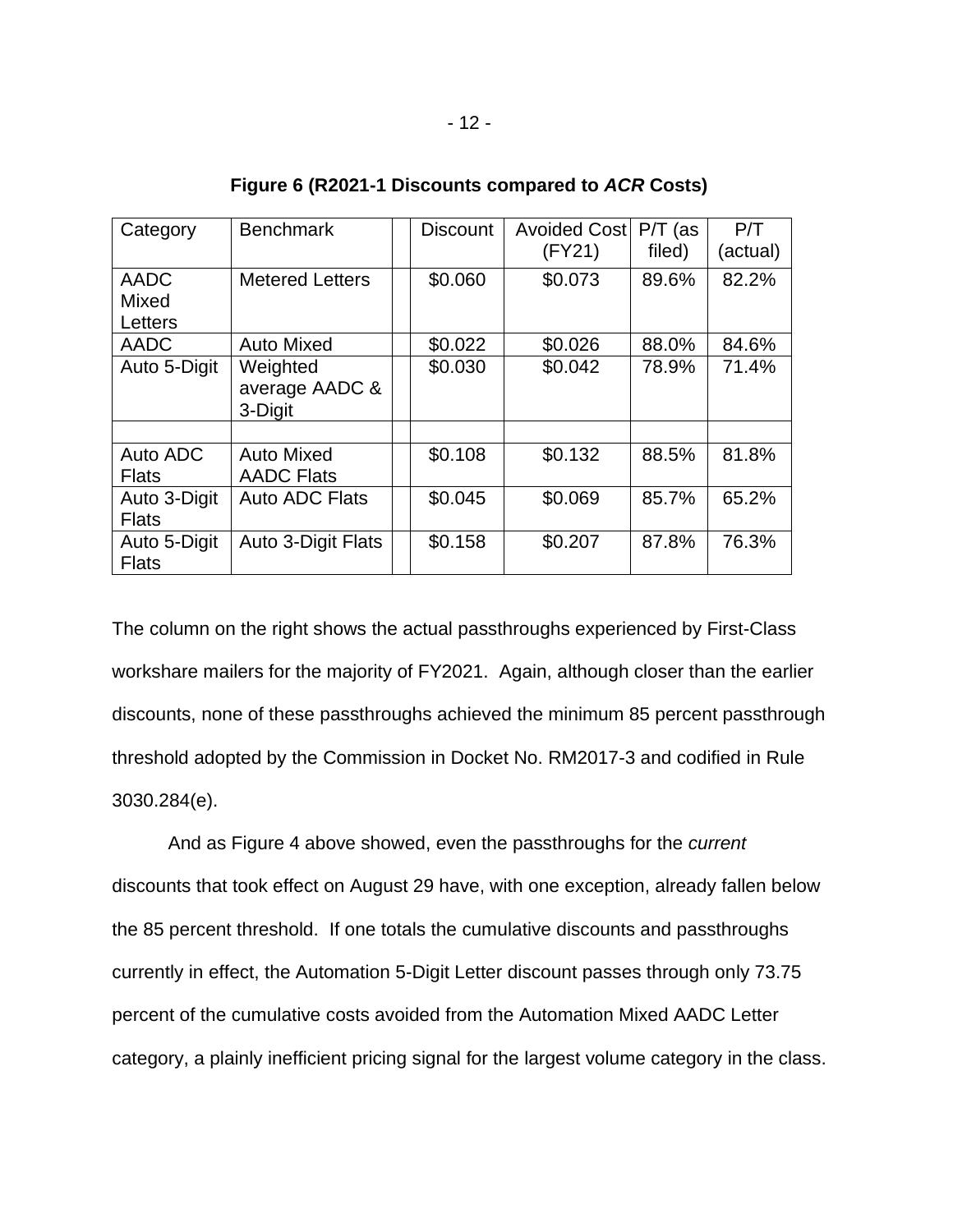**Figure 6 (R2021-1 Discounts compared to *ACR* Costs)**

| Category | Benchmark | | Discount | Avoided Cost (FY21) | P/T (as filed) | P/T (actual) |
|---|---|---|---|---|---|---|
| AADC Mixed Letters | Metered Letters | | $0.060 | $0.073 | 89.6% | 82.2% |
| AADC | Auto Mixed | | $0.022 | $0.026 | 88.0% | 84.6% |
| Auto 5-Digit | Weighted average AADC & 3-Digit | | $0.030 | $0.042 | 78.9% | 71.4% |
| | | | | | | |
| Auto ADC Flats | Auto Mixed AADC Flats | | $0.108 | $0.132 | 88.5% | 81.8% |
| Auto 3-Digit Flats | Auto ADC Flats | | $0.045 | $0.069 | 85.7% | 65.2% |
| Auto 5-Digit Flats | Auto 3-Digit Flats | | $0.158 | $0.207 | 87.8% | 76.3% |

The column on the right shows the actual passthroughs experienced by First-Class workshare mailers for the majority of FY2021. Again, although closer than the earlier discounts, none of these passthroughs achieved the minimum 85 percent passthrough threshold adopted by the Commission in Docket No. RM2017-3 and codified in Rule 3030.284(e).

And as Figure 4 above showed, even the passthroughs for the *current* discounts that took effect on August 29 have, with one exception, already fallen below the 85 percent threshold. If one totals the cumulative discounts and passthroughs currently in effect, the Automation 5-Digit Letter discount passes through only 73.75 percent of the cumulative costs avoided from the Automation Mixed AADC Letter category, a plainly inefficient pricing signal for the largest volume category in the class.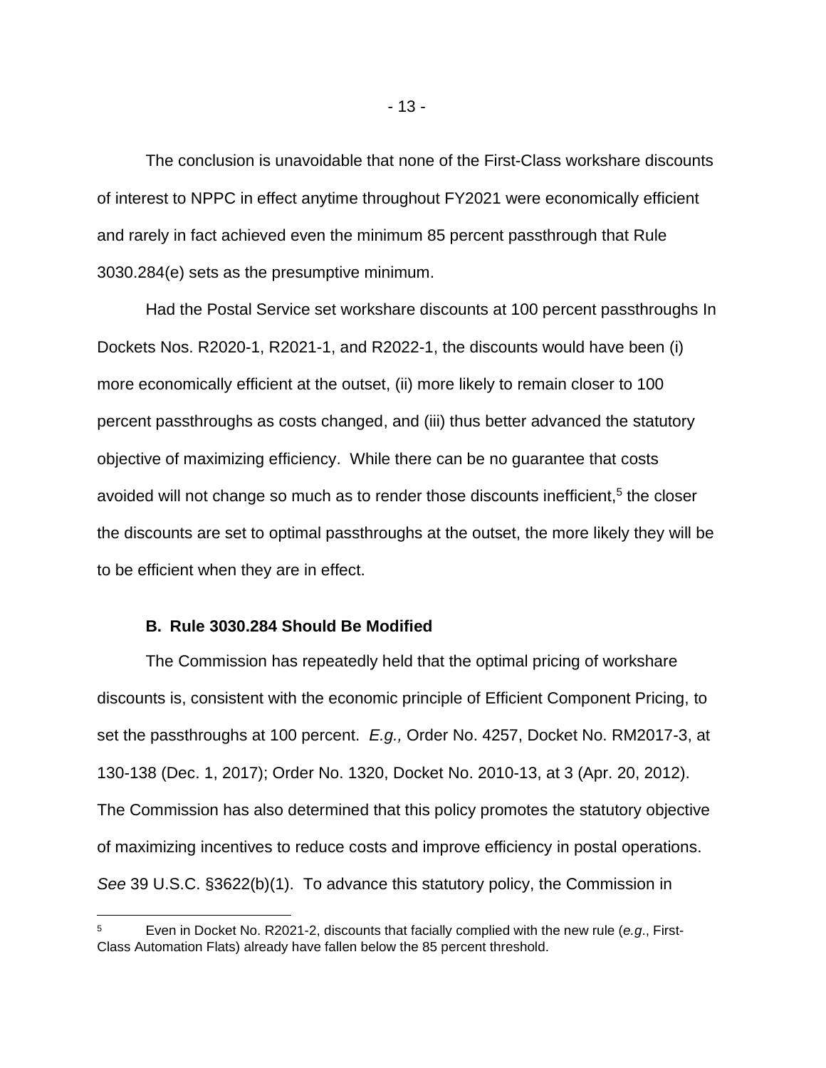The conclusion is unavoidable that none of the First-Class workshare discounts of interest to NPPC in effect anytime throughout FY2021 were economically efficient and rarely in fact achieved even the minimum 85 percent passthrough that Rule 3030.284(e) sets as the presumptive minimum.

Had the Postal Service set workshare discounts at 100 percent passthroughs In Dockets Nos. R2020-1, R2021-1, and R2022-1, the discounts would have been (i) more economically efficient at the outset, (ii) more likely to remain closer to 100 percent passthroughs as costs changed, and (iii) thus better advanced the statutory objective of maximizing efficiency. While there can be no guarantee that costs avoided will not change so much as to render those discounts inefficient,[5] the closer the discounts are set to optimal passthroughs at the outset, the more likely they will be to be efficient when they are in effect.

### B. Rule 3030.284 Should Be Modified

The Commission has repeatedly held that the optimal pricing of workshare discounts is, consistent with the economic principle of Efficient Component Pricing, to set the passthroughs at 100 percent. *E.g.,* Order No. 4257, Docket No. RM2017-3, at 130-138 (Dec. 1, 2017); Order No. 1320, Docket No. 2010-13, at 3 (Apr. 20, 2012). The Commission has also determined that this policy promotes the statutory objective of maximizing incentives to reduce costs and improve efficiency in postal operations. *See* 39 U.S.C. §3622(b)(1). To advance this statutory policy, the Commission in

[5] Even in Docket No. R2021-2, discounts that facially complied with the new rule (*e.g*., First-Class Automation Flats) already have fallen below the 85 percent threshold.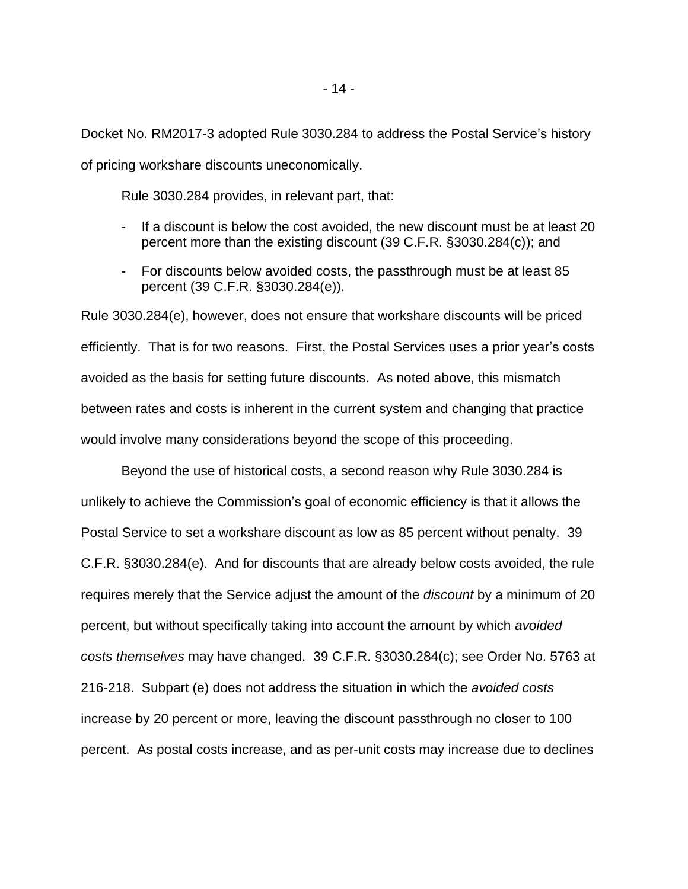Docket No. RM2017-3 adopted Rule 3030.284 to address the Postal Service's history of pricing workshare discounts uneconomically.

Rule 3030.284 provides, in relevant part, that:

- If a discount is below the cost avoided, the new discount must be at least 20 percent more than the existing discount (39 C.F.R. §3030.284(c)); and
- For discounts below avoided costs, the passthrough must be at least 85 percent (39 C.F.R. §3030.284(e)).

Rule 3030.284(e), however, does not ensure that workshare discounts will be priced efficiently. That is for two reasons. First, the Postal Services uses a prior year's costs avoided as the basis for setting future discounts. As noted above, this mismatch between rates and costs is inherent in the current system and changing that practice would involve many considerations beyond the scope of this proceeding.

Beyond the use of historical costs, a second reason why Rule 3030.284 is unlikely to achieve the Commission's goal of economic efficiency is that it allows the Postal Service to set a workshare discount as low as 85 percent without penalty. 39 C.F.R. §3030.284(e). And for discounts that are already below costs avoided, the rule requires merely that the Service adjust the amount of the *discount* by a minimum of 20 percent, but without specifically taking into account the amount by which *avoided costs themselves* may have changed. 39 C.F.R. §3030.284(c); see Order No. 5763 at 216-218. Subpart (e) does not address the situation in which the *avoided costs* increase by 20 percent or more, leaving the discount passthrough no closer to 100 percent. As postal costs increase, and as per-unit costs may increase due to declines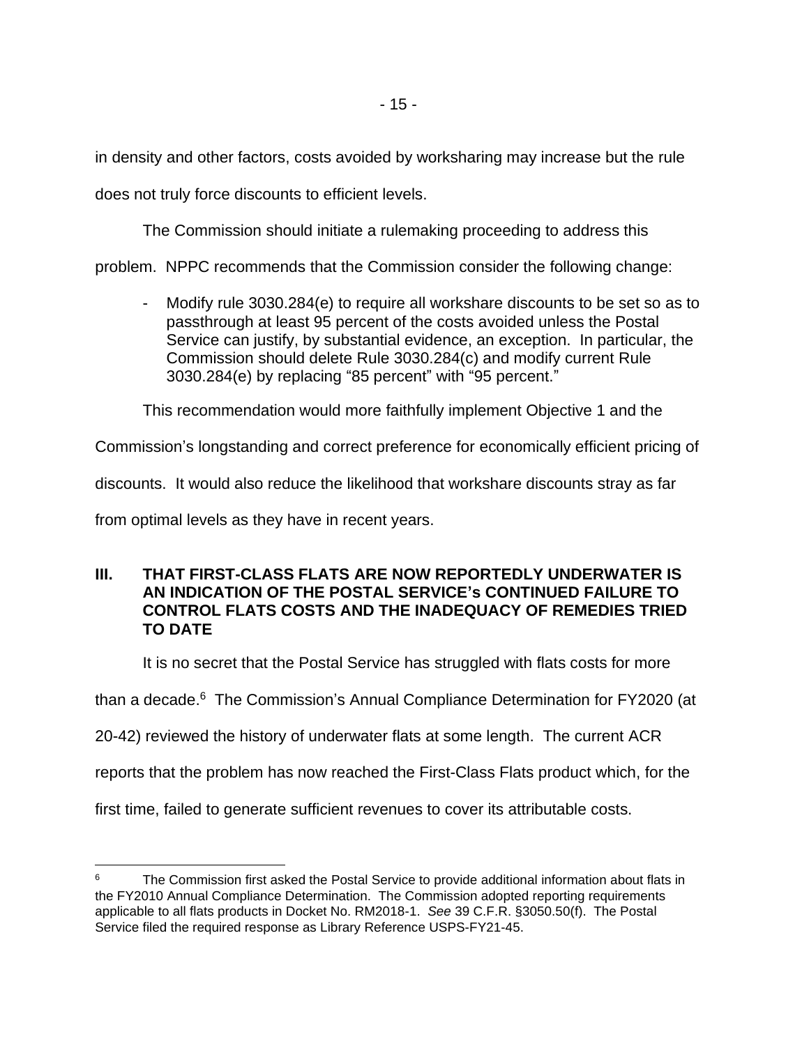in density and other factors, costs avoided by worksharing may increase but the rule does not truly force discounts to efficient levels.

The Commission should initiate a rulemaking proceeding to address this problem. NPPC recommends that the Commission consider the following change:

- Modify rule 3030.284(e) to require all workshare discounts to be set so as to passthrough at least 95 percent of the costs avoided unless the Postal Service can justify, by substantial evidence, an exception. In particular, the Commission should delete Rule 3030.284(c) and modify current Rule 3030.284(e) by replacing "85 percent" with "95 percent."

This recommendation would more faithfully implement Objective 1 and the Commission's longstanding and correct preference for economically efficient pricing of discounts. It would also reduce the likelihood that workshare discounts stray as far from optimal levels as they have in recent years.

## III. THAT FIRST-CLASS FLATS ARE NOW REPORTEDLY UNDERWATER IS AN INDICATION OF THE POSTAL SERVICE's CONTINUED FAILURE TO CONTROL FLATS COSTS AND THE INADEQUACY OF REMEDIES TRIED TO DATE

It is no secret that the Postal Service has struggled with flats costs for more than a decade.[6] The Commission's Annual Compliance Determination for FY2020 (at 20-42) reviewed the history of underwater flats at some length. The current ACR reports that the problem has now reached the First-Class Flats product which, for the first time, failed to generate sufficient revenues to cover its attributable costs.

---

[6] The Commission first asked the Postal Service to provide additional information about flats in the FY2010 Annual Compliance Determination. The Commission adopted reporting requirements applicable to all flats products in Docket No. RM2018-1. *See* 39 C.F.R. §3050.50(f). The Postal Service filed the required response as Library Reference USPS-FY21-45.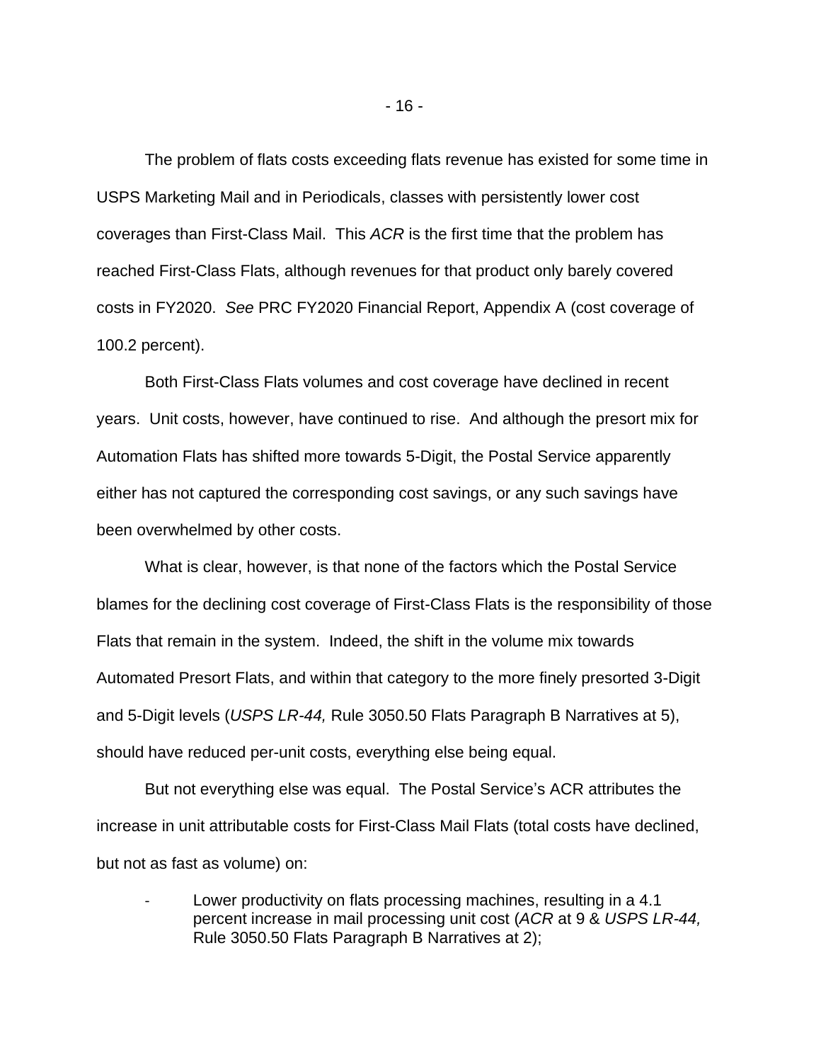The problem of flats costs exceeding flats revenue has existed for some time in USPS Marketing Mail and in Periodicals, classes with persistently lower cost coverages than First-Class Mail. This *ACR* is the first time that the problem has reached First-Class Flats, although revenues for that product only barely covered costs in FY2020. *See* PRC FY2020 Financial Report, Appendix A (cost coverage of 100.2 percent).

Both First-Class Flats volumes and cost coverage have declined in recent years. Unit costs, however, have continued to rise. And although the presort mix for Automation Flats has shifted more towards 5-Digit, the Postal Service apparently either has not captured the corresponding cost savings, or any such savings have been overwhelmed by other costs.

What is clear, however, is that none of the factors which the Postal Service blames for the declining cost coverage of First-Class Flats is the responsibility of those Flats that remain in the system. Indeed, the shift in the volume mix towards Automated Presort Flats, and within that category to the more finely presorted 3-Digit and 5-Digit levels (*USPS LR-44,* Rule 3050.50 Flats Paragraph B Narratives at 5), should have reduced per-unit costs, everything else being equal.

But not everything else was equal. The Postal Service's ACR attributes the increase in unit attributable costs for First-Class Mail Flats (total costs have declined, but not as fast as volume) on:

- Lower productivity on flats processing machines, resulting in a 4.1 percent increase in mail processing unit cost (*ACR* at 9 & *USPS LR-44,* Rule 3050.50 Flats Paragraph B Narratives at 2);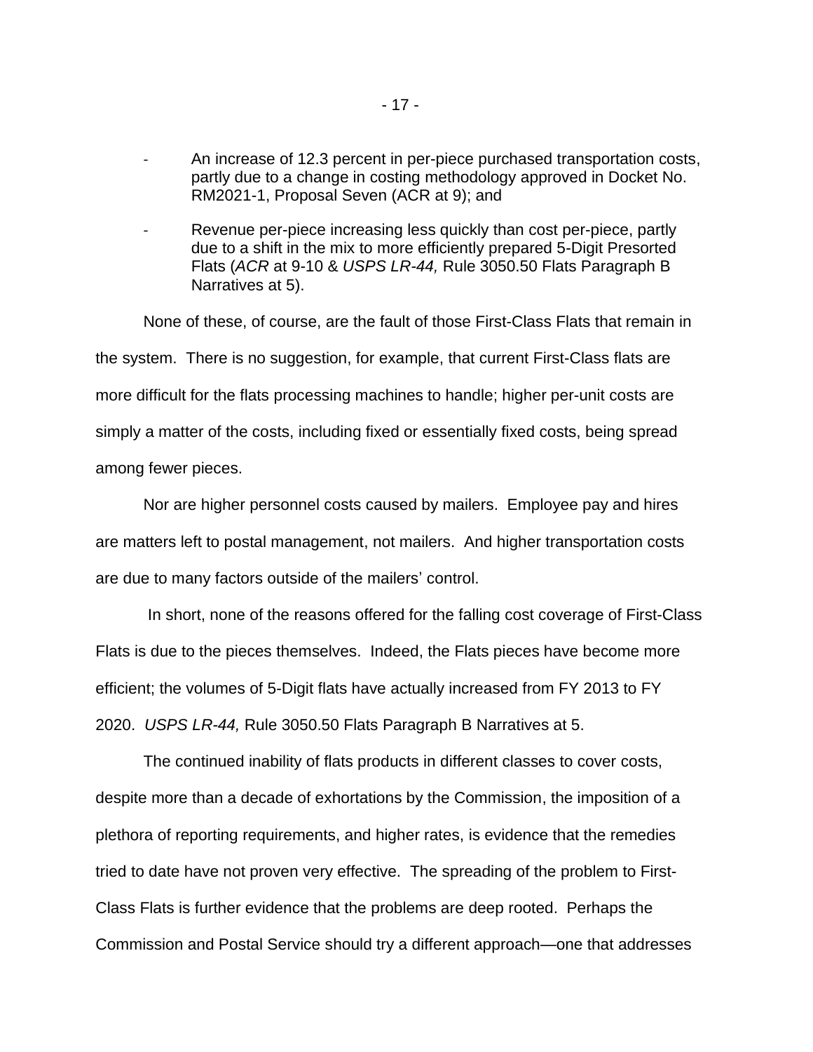- An increase of 12.3 percent in per-piece purchased transportation costs, partly due to a change in costing methodology approved in Docket No. RM2021-1, Proposal Seven (ACR at 9); and
- Revenue per-piece increasing less quickly than cost per-piece, partly due to a shift in the mix to more efficiently prepared 5-Digit Presorted Flats (*ACR* at 9-10 & *USPS LR-44,* Rule 3050.50 Flats Paragraph B Narratives at 5).

None of these, of course, are the fault of those First-Class Flats that remain in the system. There is no suggestion, for example, that current First-Class flats are more difficult for the flats processing machines to handle; higher per-unit costs are simply a matter of the costs, including fixed or essentially fixed costs, being spread among fewer pieces.

Nor are higher personnel costs caused by mailers. Employee pay and hires are matters left to postal management, not mailers. And higher transportation costs are due to many factors outside of the mailers' control.

In short, none of the reasons offered for the falling cost coverage of First-Class Flats is due to the pieces themselves. Indeed, the Flats pieces have become more efficient; the volumes of 5-Digit flats have actually increased from FY 2013 to FY 2020. *USPS LR-44,* Rule 3050.50 Flats Paragraph B Narratives at 5.

The continued inability of flats products in different classes to cover costs, despite more than a decade of exhortations by the Commission, the imposition of a plethora of reporting requirements, and higher rates, is evidence that the remedies tried to date have not proven very effective. The spreading of the problem to First-Class Flats is further evidence that the problems are deep rooted. Perhaps the Commission and Postal Service should try a different approach—one that addresses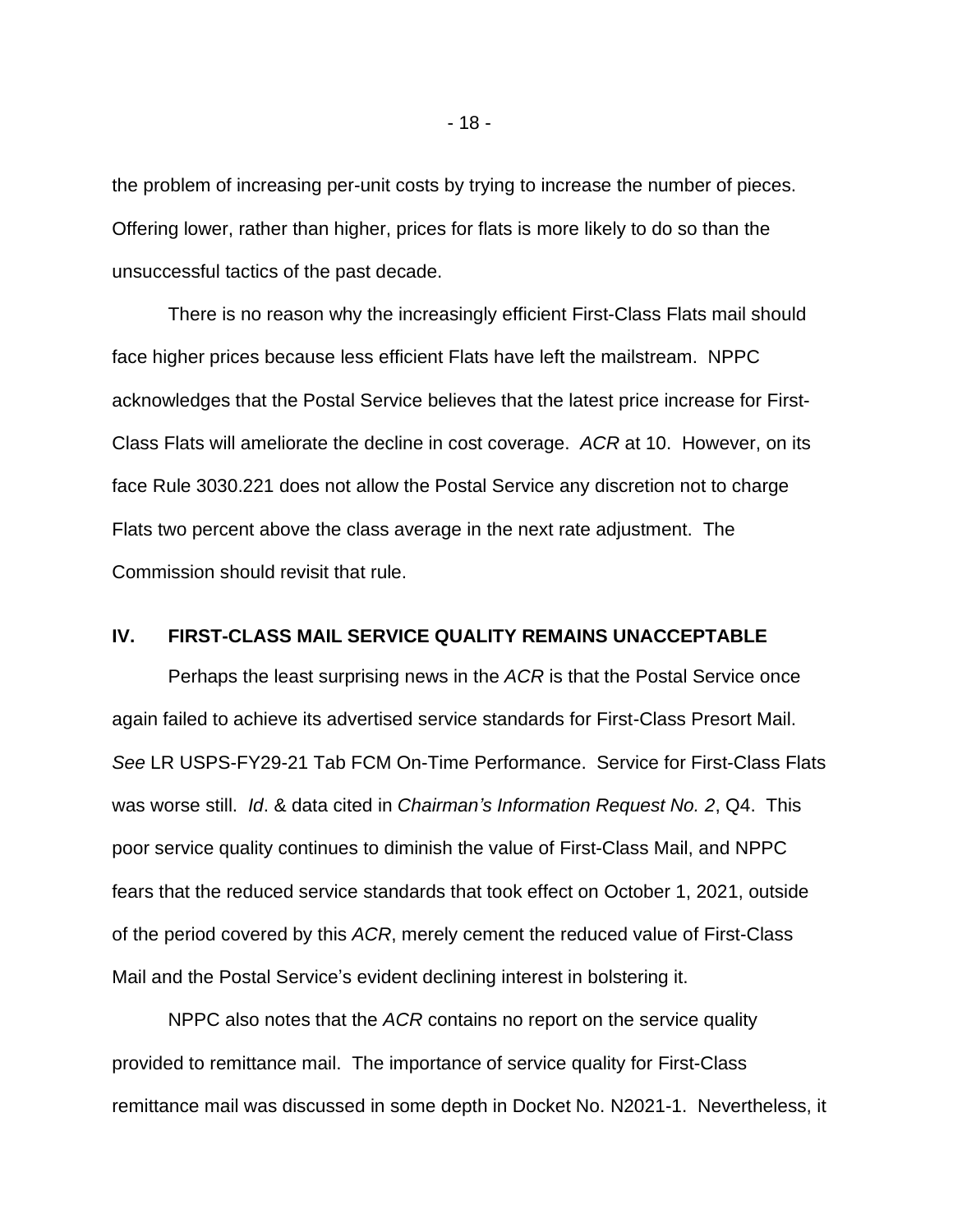the problem of increasing per-unit costs by trying to increase the number of pieces. Offering lower, rather than higher, prices for flats is more likely to do so than the unsuccessful tactics of the past decade.

There is no reason why the increasingly efficient First-Class Flats mail should face higher prices because less efficient Flats have left the mailstream. NPPC acknowledges that the Postal Service believes that the latest price increase for First-Class Flats will ameliorate the decline in cost coverage. *ACR* at 10. However, on its face Rule 3030.221 does not allow the Postal Service any discretion not to charge Flats two percent above the class average in the next rate adjustment. The Commission should revisit that rule.

## IV. FIRST-CLASS MAIL SERVICE QUALITY REMAINS UNACCEPTABLE

Perhaps the least surprising news in the *ACR* is that the Postal Service once again failed to achieve its advertised service standards for First-Class Presort Mail. *See* LR USPS-FY29-21 Tab FCM On-Time Performance. Service for First-Class Flats was worse still. *Id*. & data cited in *Chairman's Information Request No. 2*, Q4. This poor service quality continues to diminish the value of First-Class Mail, and NPPC fears that the reduced service standards that took effect on October 1, 2021, outside of the period covered by this *ACR*, merely cement the reduced value of First-Class Mail and the Postal Service's evident declining interest in bolstering it.

NPPC also notes that the *ACR* contains no report on the service quality provided to remittance mail. The importance of service quality for First-Class remittance mail was discussed in some depth in Docket No. N2021-1. Nevertheless, it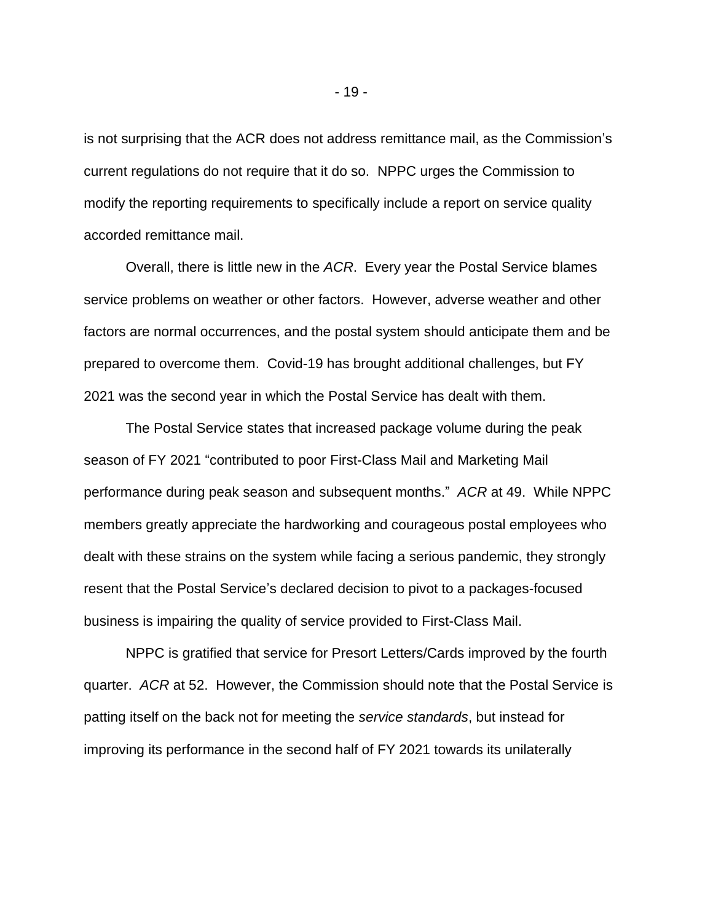is not surprising that the ACR does not address remittance mail, as the Commission's current regulations do not require that it do so. NPPC urges the Commission to modify the reporting requirements to specifically include a report on service quality accorded remittance mail.

Overall, there is little new in the *ACR*. Every year the Postal Service blames service problems on weather or other factors. However, adverse weather and other factors are normal occurrences, and the postal system should anticipate them and be prepared to overcome them. Covid-19 has brought additional challenges, but FY 2021 was the second year in which the Postal Service has dealt with them.

The Postal Service states that increased package volume during the peak season of FY 2021 "contributed to poor First-Class Mail and Marketing Mail performance during peak season and subsequent months." *ACR* at 49. While NPPC members greatly appreciate the hardworking and courageous postal employees who dealt with these strains on the system while facing a serious pandemic, they strongly resent that the Postal Service's declared decision to pivot to a packages-focused business is impairing the quality of service provided to First-Class Mail.

NPPC is gratified that service for Presort Letters/Cards improved by the fourth quarter. *ACR* at 52. However, the Commission should note that the Postal Service is patting itself on the back not for meeting the *service standards*, but instead for improving its performance in the second half of FY 2021 towards its unilaterally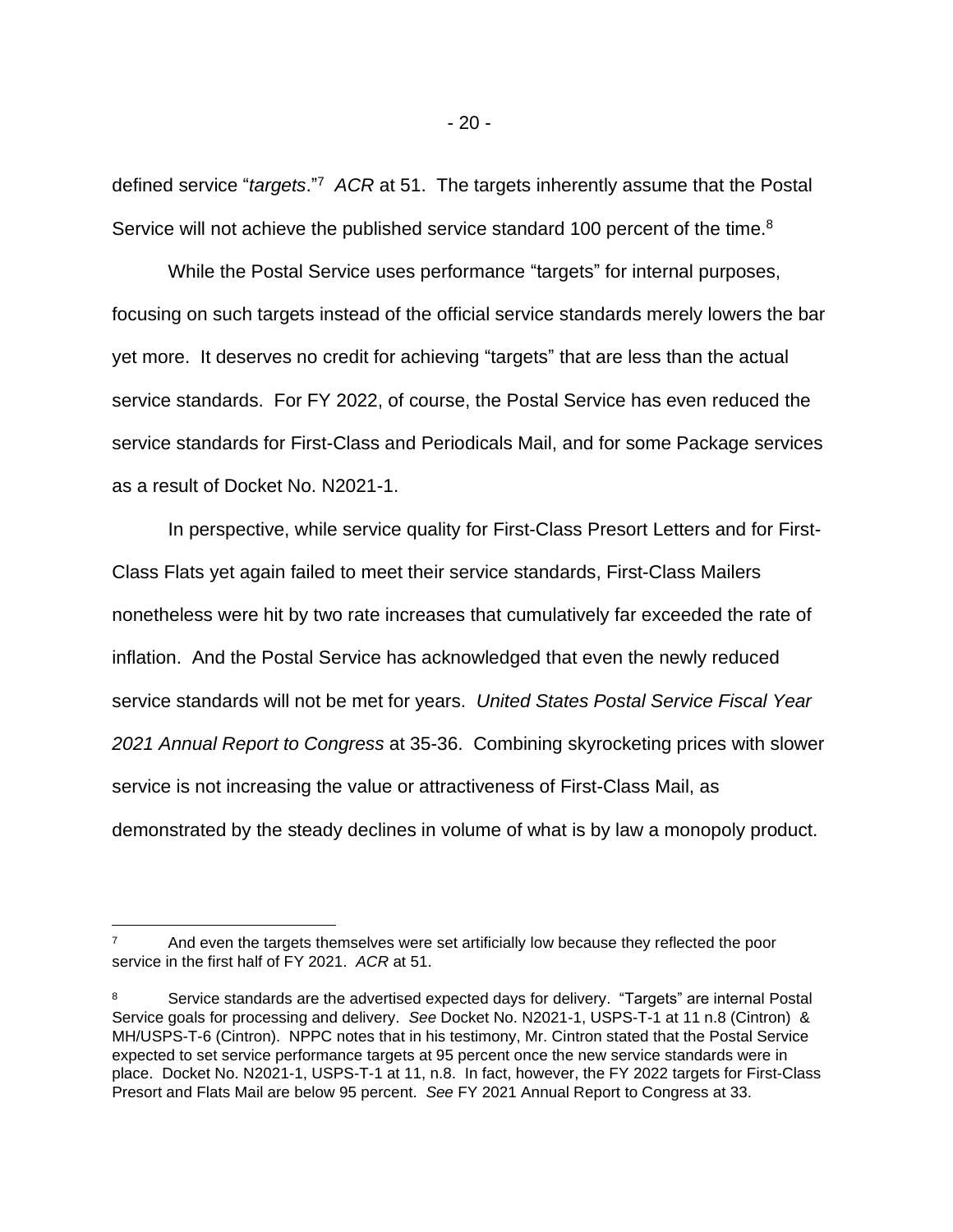defined service "*targets*."[7] *ACR* at 51. The targets inherently assume that the Postal Service will not achieve the published service standard 100 percent of the time.[8]

While the Postal Service uses performance "targets" for internal purposes, focusing on such targets instead of the official service standards merely lowers the bar yet more. It deserves no credit for achieving "targets" that are less than the actual service standards. For FY 2022, of course, the Postal Service has even reduced the service standards for First-Class and Periodicals Mail, and for some Package services as a result of Docket No. N2021-1.

In perspective, while service quality for First-Class Presort Letters and for First-Class Flats yet again failed to meet their service standards, First-Class Mailers nonetheless were hit by two rate increases that cumulatively far exceeded the rate of inflation. And the Postal Service has acknowledged that even the newly reduced service standards will not be met for years. *United States Postal Service Fiscal Year 2021 Annual Report to Congress* at 35-36. Combining skyrocketing prices with slower service is not increasing the value or attractiveness of First-Class Mail, as demonstrated by the steady declines in volume of what is by law a monopoly product.

---

[7] And even the targets themselves were set artificially low because they reflected the poor service in the first half of FY 2021. *ACR* at 51.

[8] Service standards are the advertised expected days for delivery. "Targets" are internal Postal Service goals for processing and delivery. *See* Docket No. N2021-1, USPS-T-1 at 11 n.8 (Cintron) & MH/USPS-T-6 (Cintron). NPPC notes that in his testimony, Mr. Cintron stated that the Postal Service expected to set service performance targets at 95 percent once the new service standards were in place. Docket No. N2021-1, USPS-T-1 at 11, n.8. In fact, however, the FY 2022 targets for First-Class Presort and Flats Mail are below 95 percent. *See* FY 2021 Annual Report to Congress at 33.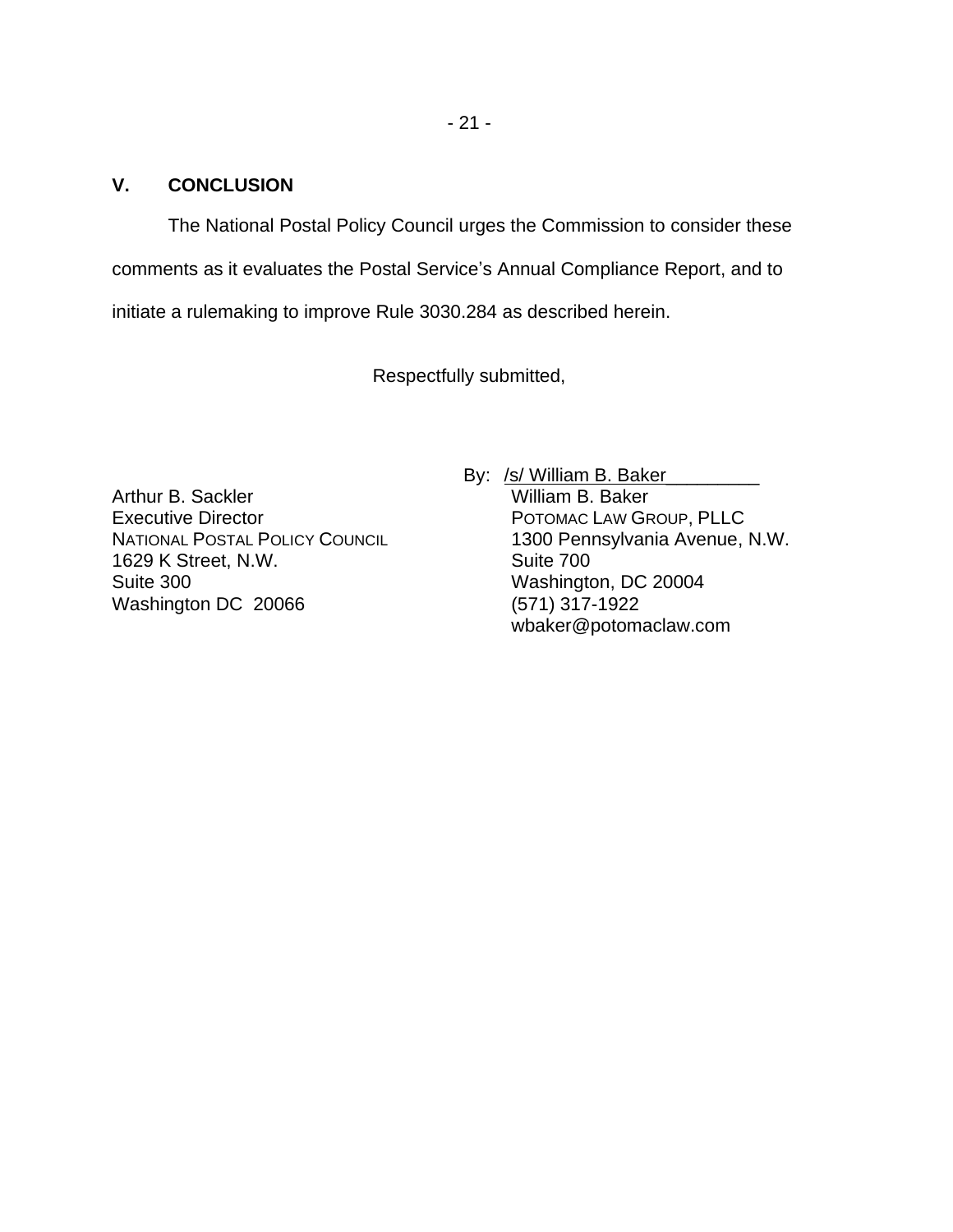## V. CONCLUSION

The National Postal Policy Council urges the Commission to consider these comments as it evaluates the Postal Service's Annual Compliance Report, and to initiate a rulemaking to improve Rule 3030.284 as described herein.

Respectfully submitted,

By: /s/ William B. Baker_________

William B. Baker
POTOMAC LAW GROUP, PLLC
1300 Pennsylvania Avenue, N.W.
Suite 700
Washington, DC 20004
(571) 317-1922
wbaker@potomaclaw.com

Arthur B. Sackler
Executive Director
NATIONAL POSTAL POLICY COUNCIL
1629 K Street, N.W.
Suite 300
Washington DC 20066